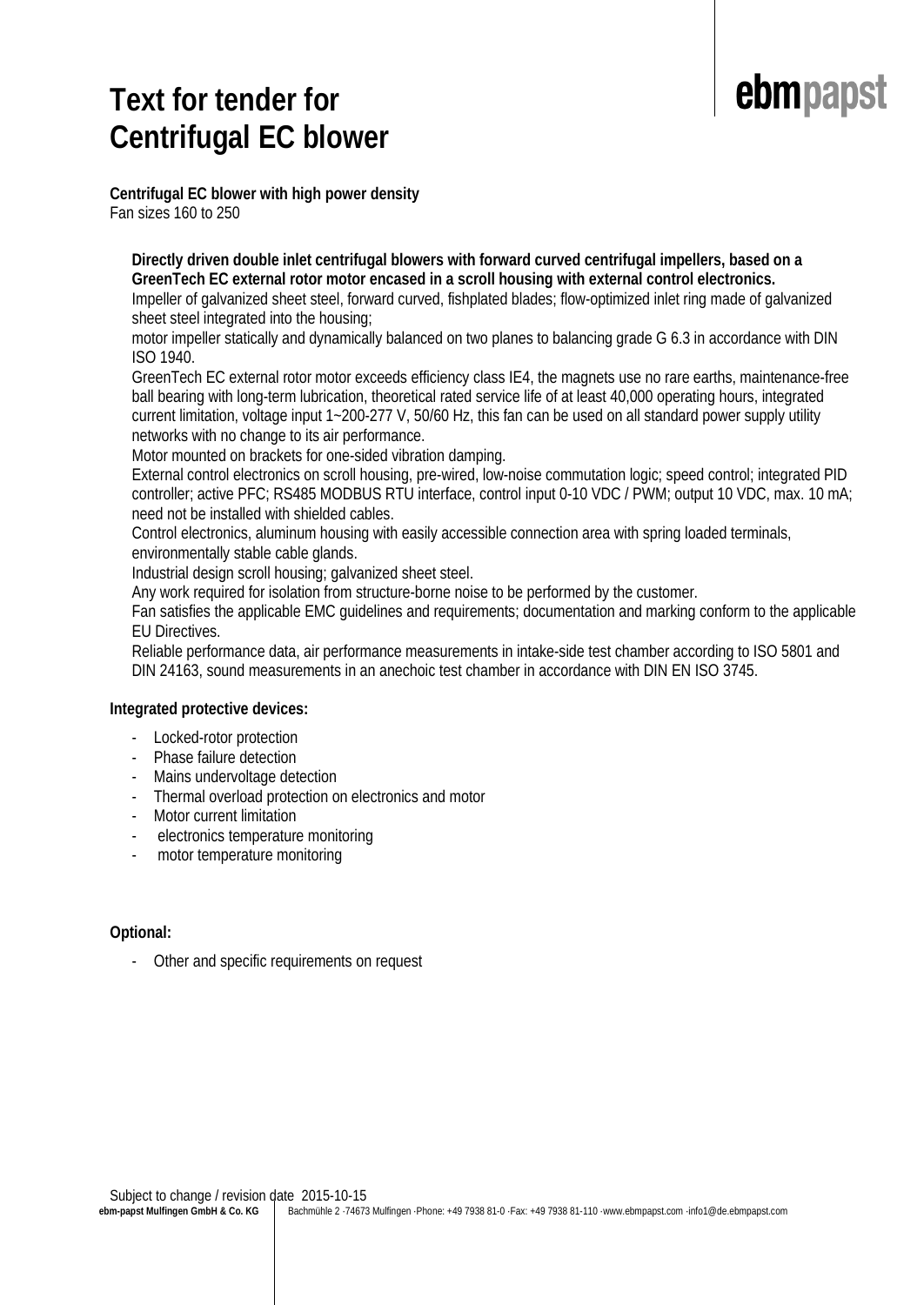# Text for tender for Centrifugal EC blower

**Centrifugal EC blower with high power density**
Fan sizes 160 to 250

**Directly driven double inlet centrifugal blowers with forward curved centrifugal impellers, based on a GreenTech EC external rotor motor encased in a scroll housing with external control electronics.**
Impeller of galvanized sheet steel, forward curved, fishplated blades; flow-optimized inlet ring made of galvanized sheet steel integrated into the housing;
motor impeller statically and dynamically balanced on two planes to balancing grade G 6.3 in accordance with DIN ISO 1940.
GreenTech EC external rotor motor exceeds efficiency class IE4, the magnets use no rare earths, maintenance-free ball bearing with long-term lubrication, theoretical rated service life of at least 40,000 operating hours, integrated current limitation, voltage input 1~200-277 V, 50/60 Hz, this fan can be used on all standard power supply utility networks with no change to its air performance.
Motor mounted on brackets for one-sided vibration damping.
External control electronics on scroll housing, pre-wired, low-noise commutation logic; speed control; integrated PID controller; active PFC; RS485 MODBUS RTU interface, control input 0-10 VDC / PWM; output 10 VDC, max. 10 mA; need not be installed with shielded cables.
Control electronics, aluminum housing with easily accessible connection area with spring loaded terminals, environmentally stable cable glands.
Industrial design scroll housing; galvanized sheet steel.
Any work required for isolation from structure-borne noise to be performed by the customer.
Fan satisfies the applicable EMC guidelines and requirements; documentation and marking conform to the applicable EU Directives.
Reliable performance data, air performance measurements in intake-side test chamber according to ISO 5801 and DIN 24163, sound measurements in an anechoic test chamber in accordance with DIN EN ISO 3745.

**Integrated protective devices:**

- Locked-rotor protection
- Phase failure detection
- Mains undervoltage detection
- Thermal overload protection on electronics and motor
- Motor current limitation
- electronics temperature monitoring
- motor temperature monitoring

**Optional:**

- Other and specific requirements on request

Subject to change / revision date 2015-10-15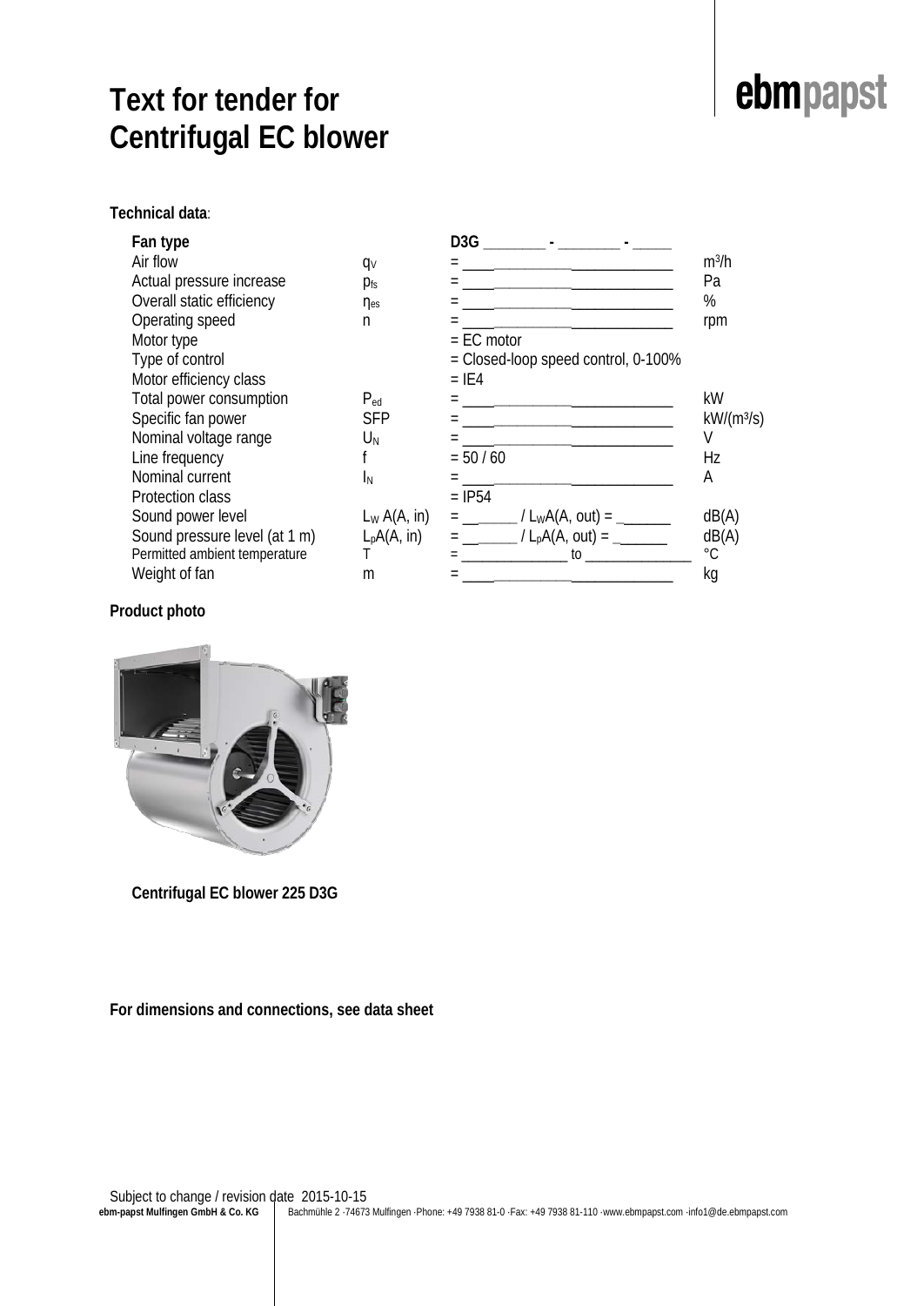# Text for tender for Centrifugal EC blower

**Technical data**:

| | | | |
|---|---|---|---|
| **Fan type** | | **D3G _______ - _______ - ____** | |
| Air flow | $q_V$ | = ______________________________ | m³/h |
| Actual pressure increase | $p_{fs}$ | = ______________________________ | Pa |
| Overall static efficiency | $\eta_{es}$ | = ______________________________ | % |
| Operating speed | n | = ______________________________ | rpm |
| Motor type | | = EC motor | |
| Type of control | | = Closed-loop speed control, 0-100% | |
| Motor efficiency class | | = IE4 | |
| Total power consumption | $P_{ed}$ | = ______________________________ | kW |
| Specific fan power | SFP | = ______________________________ | kW/(m³/s) |
| Nominal voltage range | $U_N$ | = ______________________________ | V |
| Line frequency | f | = 50 / 60 | Hz |
| Nominal current | $I_N$ | = ______________________________ | A |
| Protection class | | = IP54 | |
| Sound power level | $L_W$ A(A, in) | = _______ / $L_W$A(A, out) = _______ | dB(A) |
| Sound pressure level (at 1 m) | $L_p$A(A, in) | = _______ / $L_p$A(A, out) = _______ | dB(A) |
| Permitted ambient temperature | T | = ______________ to ______________ | °C |
| Weight of fan | m | = ______________________________ | kg |

**Product photo**

**Centrifugal EC blower 225 D3G**

**For dimensions and connections, see data sheet**

Subject to change / revision date 2015-10-15

**ebm-papst Mulfingen GmbH & Co. KG** Bachmühle 2 ·74673 Mulfingen ·Phone: +49 7938 81-0 ·Fax: +49 7938 81-110 ·www.ebmpapst.com ·info1@de.ebmpapst.com